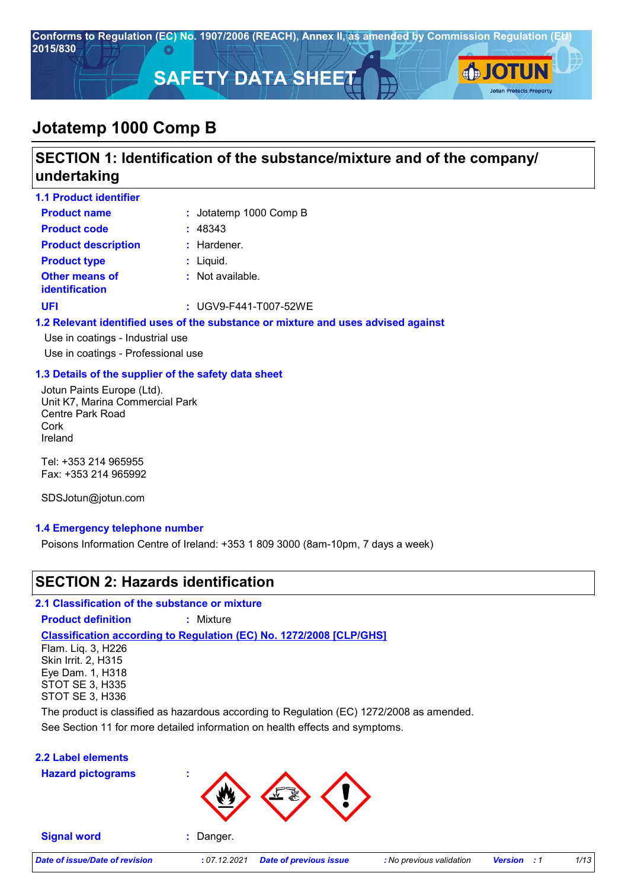Conforms to Regulation (EC) No. 1907/2006 (REACH), Annex II, as amended by Commission Regulation (EU) 2015/830

# SAFETY DATA SHEET

# Jotatemp 1000 Comp B

## SECTION 1: Identification of the substance/mixture and of the company/ undertaking

### 1.1 Product identifier

| | | |
|---|---|---|
| **Product name** | : | Jotatemp 1000 Comp B |
| **Product code** | : | 48343 |
| **Product description** | : | Hardener. |
| **Product type** | : | Liquid. |
| **Other means of identification** | : | Not available. |
| **UFI** | : | UGV9-F441-T007-52WE |

### 1.2 Relevant identified uses of the substance or mixture and uses advised against

Use in coatings - Industrial use

Use in coatings - Professional use

### 1.3 Details of the supplier of the safety data sheet

Jotun Paints Europe (Ltd).
Unit K7, Marina Commercial Park
Centre Park Road
Cork
Ireland

Tel: +353 214 965955
Fax: +353 214 965992

SDSJotun@jotun.com

### 1.4 Emergency telephone number

Poisons Information Centre of Ireland: +353 1 809 3000 (8am-10pm, 7 days a week)

## SECTION 2: Hazards identification

### 2.1 Classification of the substance or mixture

**Product definition** : Mixture

**Classification according to Regulation (EC) No. 1272/2008 [CLP/GHS]**

Flam. Liq. 3, H226
Skin Irrit. 2, H315
Eye Dam. 1, H318
STOT SE 3, H335
STOT SE 3, H336

The product is classified as hazardous according to Regulation (EC) 1272/2008 as amended.

See Section 11 for more detailed information on health effects and symptoms.

### 2.2 Label elements

**Hazard pictograms** :

**Signal word** : Danger.

| Date of issue/Date of revision | : 07.12.2021 | Date of previous issue | : No previous validation | Version : 1 |
|---|---|---|---|---|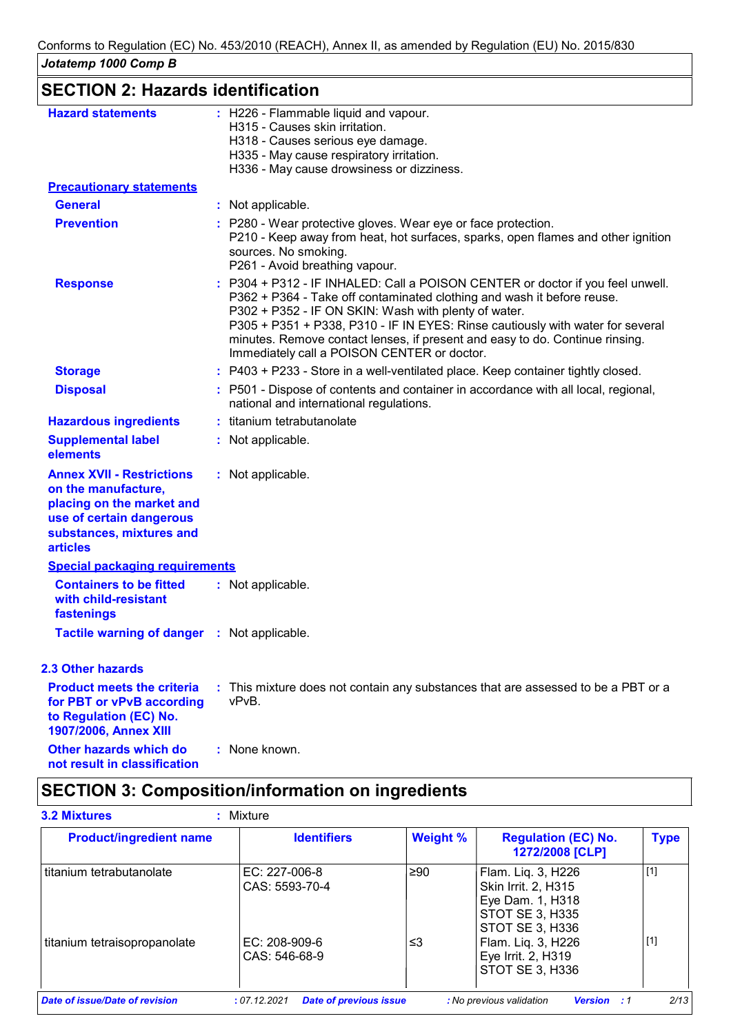## SECTION 2: Hazards identification

**Hazard statements** : H226 - Flammable liquid and vapour.
H315 - Causes skin irritation.
H318 - Causes serious eye damage.
H335 - May cause respiratory irritation.
H336 - May cause drowsiness or dizziness.

**Precautionary statements**

**General** : Not applicable.

**Prevention** : P280 - Wear protective gloves. Wear eye or face protection.
P210 - Keep away from heat, hot surfaces, sparks, open flames and other ignition sources. No smoking.
P261 - Avoid breathing vapour.

**Response** : P304 + P312 - IF INHALED: Call a POISON CENTER or doctor if you feel unwell.
P362 + P364 - Take off contaminated clothing and wash it before reuse.
P302 + P352 - IF ON SKIN: Wash with plenty of water.
P305 + P351 + P338, P310 - IF IN EYES: Rinse cautiously with water for several minutes. Remove contact lenses, if present and easy to do. Continue rinsing. Immediately call a POISON CENTER or doctor.

**Storage** : P403 + P233 - Store in a well-ventilated place. Keep container tightly closed.

**Disposal** : P501 - Dispose of contents and container in accordance with all local, regional, national and international regulations.

**Hazardous ingredients** : titanium tetrabutanolate

**Supplemental label elements** : Not applicable.

**Annex XVII - Restrictions on the manufacture, placing on the market and use of certain dangerous substances, mixtures and articles** : Not applicable.

**Special packaging requirements**

**Containers to be fitted with child-resistant fastenings** : Not applicable.

**Tactile warning of danger** : Not applicable.

### 2.3 Other hazards

**Product meets the criteria for PBT or vPvB according to Regulation (EC) No. 1907/2006, Annex XIII** : This mixture does not contain any substances that are assessed to be a PBT or a vPvB.

**Other hazards which do not result in classification** : None known.

## SECTION 3: Composition/information on ingredients

**3.2 Mixtures** : Mixture

| Product/ingredient name | Identifiers | Weight % | Regulation (EC) No. 1272/2008 [CLP] | Type |
|---|---|---|---|---|
| titanium tetrabutanolate | EC: 227-006-8<br>CAS: 5593-70-4 | ≥90 | Flam. Liq. 3, H226<br>Skin Irrit. 2, H315<br>Eye Dam. 1, H318<br>STOT SE 3, H335<br>STOT SE 3, H336 | [1] |
| titanium tetraisopropanolate | EC: 208-909-6<br>CAS: 546-68-9 | ≤3 | Flam. Liq. 3, H226<br>Eye Irrit. 2, H319<br>STOT SE 3, H336 | [1] |

*Date of issue/Date of revision* : 07.12.2021 *Date of previous issue* : No previous validation *Version* : 1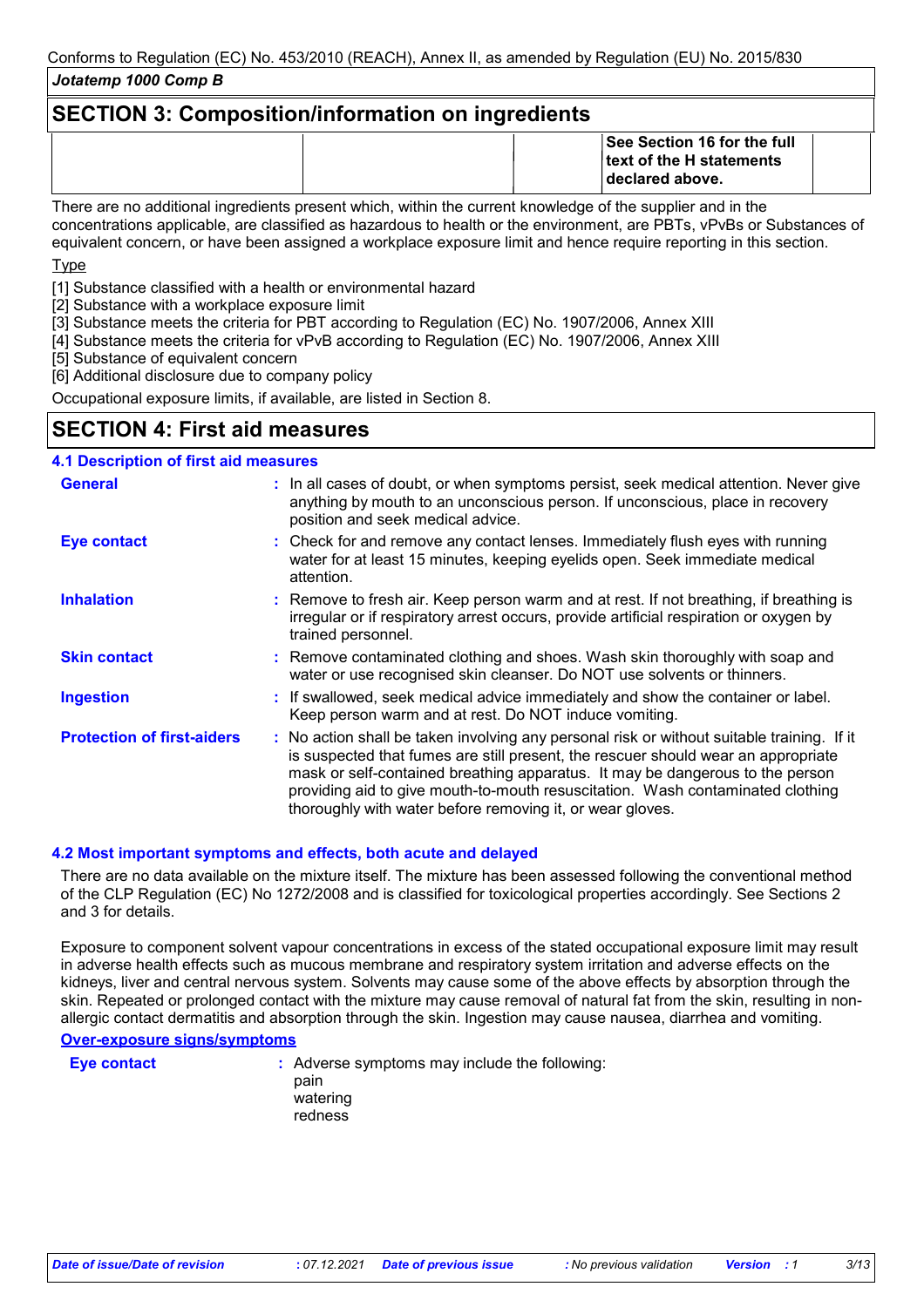## SECTION 3: Composition/information on ingredients

| | | | See Section 16 for the full text of the H statements declared above. | |
|---|---|---|---|---|

There are no additional ingredients present which, within the current knowledge of the supplier and in the concentrations applicable, are classified as hazardous to health or the environment, are PBTs, vPvBs or Substances of equivalent concern, or have been assigned a workplace exposure limit and hence require reporting in this section.

Type

[1] Substance classified with a health or environmental hazard
[2] Substance with a workplace exposure limit
[3] Substance meets the criteria for PBT according to Regulation (EC) No. 1907/2006, Annex XIII
[4] Substance meets the criteria for vPvB according to Regulation (EC) No. 1907/2006, Annex XIII
[5] Substance of equivalent concern
[6] Additional disclosure due to company policy

Occupational exposure limits, if available, are listed in Section 8.

## SECTION 4: First aid measures

### 4.1 Description of first aid measures

**General** : In all cases of doubt, or when symptoms persist, seek medical attention. Never give anything by mouth to an unconscious person. If unconscious, place in recovery position and seek medical advice.

**Eye contact** : Check for and remove any contact lenses. Immediately flush eyes with running water for at least 15 minutes, keeping eyelids open. Seek immediate medical attention.

**Inhalation** : Remove to fresh air. Keep person warm and at rest. If not breathing, if breathing is irregular or if respiratory arrest occurs, provide artificial respiration or oxygen by trained personnel.

**Skin contact** : Remove contaminated clothing and shoes. Wash skin thoroughly with soap and water or use recognised skin cleanser. Do NOT use solvents or thinners.

**Ingestion** : If swallowed, seek medical advice immediately and show the container or label. Keep person warm and at rest. Do NOT induce vomiting.

**Protection of first-aiders** : No action shall be taken involving any personal risk or without suitable training. If it is suspected that fumes are still present, the rescuer should wear an appropriate mask or self-contained breathing apparatus. It may be dangerous to the person providing aid to give mouth-to-mouth resuscitation. Wash contaminated clothing thoroughly with water before removing it, or wear gloves.

### 4.2 Most important symptoms and effects, both acute and delayed

There are no data available on the mixture itself. The mixture has been assessed following the conventional method of the CLP Regulation (EC) No 1272/2008 and is classified for toxicological properties accordingly. See Sections 2 and 3 for details.

Exposure to component solvent vapour concentrations in excess of the stated occupational exposure limit may result in adverse health effects such as mucous membrane and respiratory system irritation and adverse effects on the kidneys, liver and central nervous system. Solvents may cause some of the above effects by absorption through the skin. Repeated or prolonged contact with the mixture may cause removal of natural fat from the skin, resulting in non-allergic contact dermatitis and absorption through the skin. Ingestion may cause nausea, diarrhea and vomiting.

**Over-exposure signs/symptoms**

**Eye contact** : Adverse symptoms may include the following:
pain
watering
redness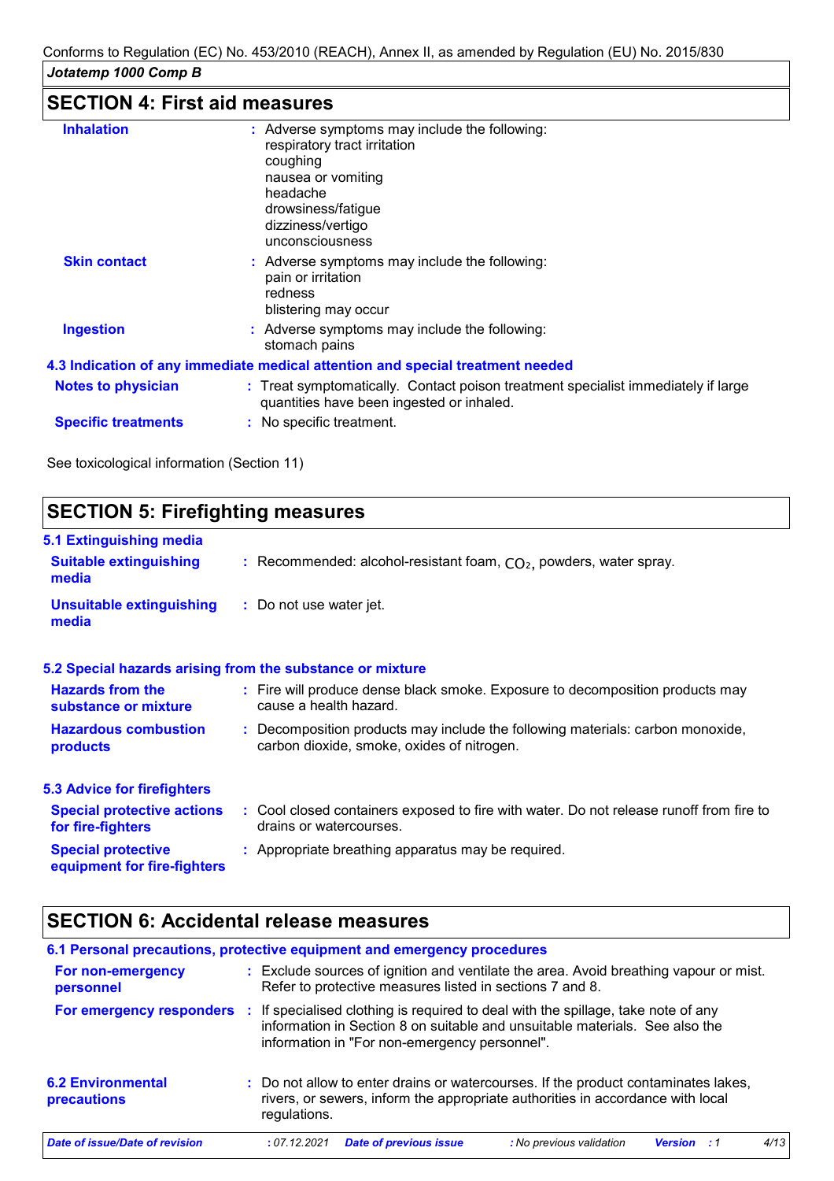## SECTION 4: First aid measures

| | |
|---|---|
| **Inhalation** | : Adverse symptoms may include the following:<br>respiratory tract irritation<br>coughing<br>nausea or vomiting<br>headache<br>drowsiness/fatigue<br>dizziness/vertigo<br>unconsciousness |
| **Skin contact** | : Adverse symptoms may include the following:<br>pain or irritation<br>redness<br>blistering may occur |
| **Ingestion** | : Adverse symptoms may include the following:<br>stomach pains |

### 4.3 Indication of any immediate medical attention and special treatment needed

| | |
|---|---|
| **Notes to physician** | : Treat symptomatically. Contact poison treatment specialist immediately if large quantities have been ingested or inhaled. |
| **Specific treatments** | : No specific treatment. |

See toxicological information (Section 11)

## SECTION 5: Firefighting measures

### 5.1 Extinguishing media

| | |
|---|---|
| **Suitable extinguishing media** | : Recommended: alcohol-resistant foam, $CO_2$, powders, water spray. |
| **Unsuitable extinguishing media** | : Do not use water jet. |

### 5.2 Special hazards arising from the substance or mixture

| | |
|---|---|
| **Hazards from the substance or mixture** | : Fire will produce dense black smoke. Exposure to decomposition products may cause a health hazard. |
| **Hazardous combustion products** | : Decomposition products may include the following materials: carbon monoxide, carbon dioxide, smoke, oxides of nitrogen. |

### 5.3 Advice for firefighters

| | |
|---|---|
| **Special protective actions for fire-fighters** | : Cool closed containers exposed to fire with water. Do not release runoff from fire to drains or watercourses. |
| **Special protective equipment for fire-fighters** | : Appropriate breathing apparatus may be required. |

## SECTION 6: Accidental release measures

### 6.1 Personal precautions, protective equipment and emergency procedures

| | |
|---|---|
| **For non-emergency personnel** | : Exclude sources of ignition and ventilate the area. Avoid breathing vapour or mist. Refer to protective measures listed in sections 7 and 8. |
| **For emergency responders** | : If specialised clothing is required to deal with the spillage, take note of any information in Section 8 on suitable and unsuitable materials. See also the information in "For non-emergency personnel". |

| | |
|---|---|
| **6.2 Environmental precautions** | : Do not allow to enter drains or watercourses. If the product contaminates lakes, rivers, or sewers, inform the appropriate authorities in accordance with local regulations. |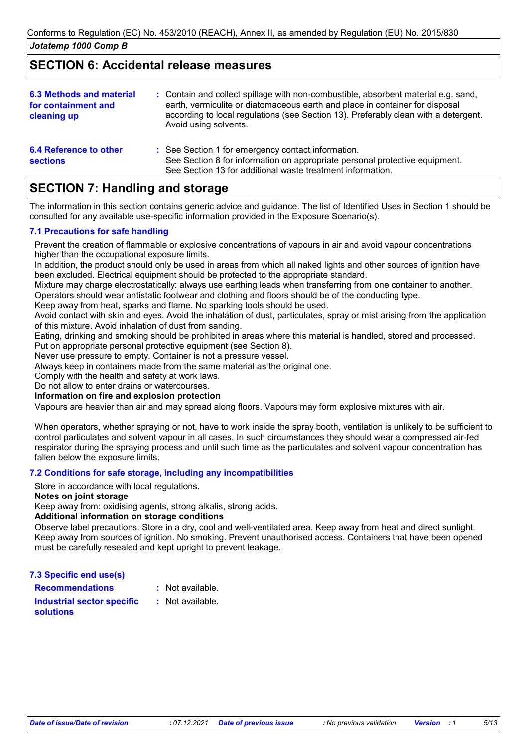## SECTION 6: Accidental release measures

| | |
|---|---|
| **6.3 Methods and material for containment and cleaning up** | : Contain and collect spillage with non-combustible, absorbent material e.g. sand, earth, vermiculite or diatomaceous earth and place in container for disposal according to local regulations (see Section 13). Preferably clean with a detergent. Avoid using solvents. |
| **6.4 Reference to other sections** | : See Section 1 for emergency contact information.<br>See Section 8 for information on appropriate personal protective equipment.<br>See Section 13 for additional waste treatment information. |

## SECTION 7: Handling and storage

The information in this section contains generic advice and guidance. The list of Identified Uses in Section 1 should be consulted for any available use-specific information provided in the Exposure Scenario(s).

### 7.1 Precautions for safe handling

Prevent the creation of flammable or explosive concentrations of vapours in air and avoid vapour concentrations higher than the occupational exposure limits.
In addition, the product should only be used in areas from which all naked lights and other sources of ignition have been excluded. Electrical equipment should be protected to the appropriate standard.
Mixture may charge electrostatically: always use earthing leads when transferring from one container to another. Operators should wear antistatic footwear and clothing and floors should be of the conducting type.
Keep away from heat, sparks and flame. No sparking tools should be used.
Avoid contact with skin and eyes. Avoid the inhalation of dust, particulates, spray or mist arising from the application of this mixture. Avoid inhalation of dust from sanding.
Eating, drinking and smoking should be prohibited in areas where this material is handled, stored and processed.
Put on appropriate personal protective equipment (see Section 8).
Never use pressure to empty. Container is not a pressure vessel.
Always keep in containers made from the same material as the original one.
Comply with the health and safety at work laws.
Do not allow to enter drains or watercourses.

**Information on fire and explosion protection**

Vapours are heavier than air and may spread along floors. Vapours may form explosive mixtures with air.

When operators, whether spraying or not, have to work inside the spray booth, ventilation is unlikely to be sufficient to control particulates and solvent vapour in all cases. In such circumstances they should wear a compressed air-fed respirator during the spraying process and until such time as the particulates and solvent vapour concentration has fallen below the exposure limits.

### 7.2 Conditions for safe storage, including any incompatibilities

Store in accordance with local regulations.

**Notes on joint storage**

Keep away from: oxidising agents, strong alkalis, strong acids.

**Additional information on storage conditions**

Observe label precautions. Store in a dry, cool and well-ventilated area. Keep away from heat and direct sunlight. Keep away from sources of ignition. No smoking. Prevent unauthorised access. Containers that have been opened must be carefully resealed and kept upright to prevent leakage.

### 7.3 Specific end use(s)

| | |
|---|---|
| **Recommendations** | : Not available. |
| **Industrial sector specific solutions** | : Not available. |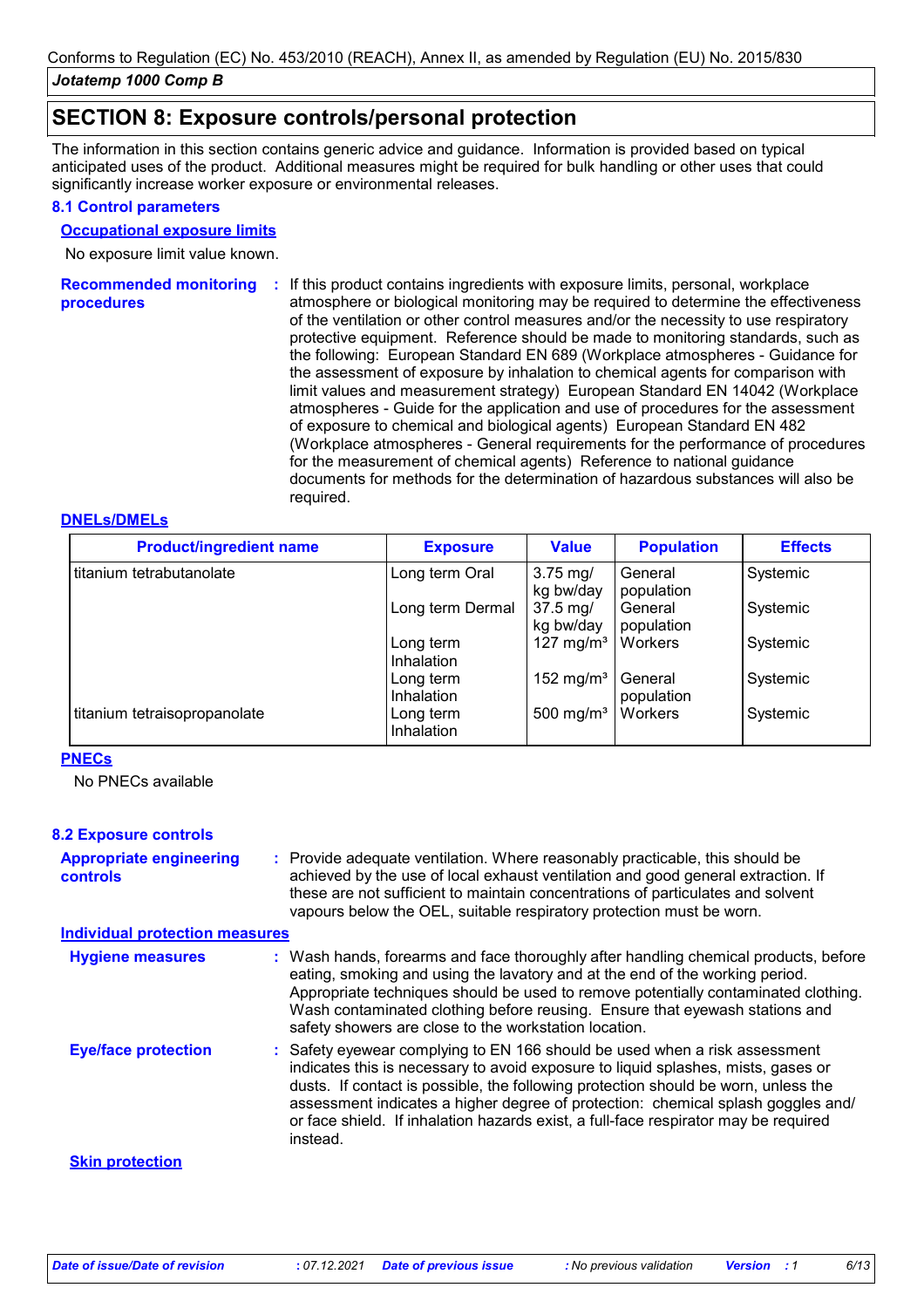## SECTION 8: Exposure controls/personal protection

The information in this section contains generic advice and guidance. Information is provided based on typical anticipated uses of the product. Additional measures might be required for bulk handling or other uses that could significantly increase worker exposure or environmental releases.

### 8.1 Control parameters

**Occupational exposure limits**

No exposure limit value known.

**Recommended monitoring procedures** : If this product contains ingredients with exposure limits, personal, workplace atmosphere or biological monitoring may be required to determine the effectiveness of the ventilation or other control measures and/or the necessity to use respiratory protective equipment. Reference should be made to monitoring standards, such as the following: European Standard EN 689 (Workplace atmospheres - Guidance for the assessment of exposure by inhalation to chemical agents for comparison with limit values and measurement strategy) European Standard EN 14042 (Workplace atmospheres - Guide for the application and use of procedures for the assessment of exposure to chemical and biological agents) European Standard EN 482 (Workplace atmospheres - General requirements for the performance of procedures for the measurement of chemical agents) Reference to national guidance documents for methods for the determination of hazardous substances will also be required.

**DNELs/DMELs**

| Product/ingredient name | Exposure | Value | Population | Effects |
|---|---|---|---|---|
| titanium tetrabutanolate | Long term Oral | 3.75 mg/kg bw/day | General population | Systemic |
| | Long term Dermal | 37.5 mg/kg bw/day | General population | Systemic |
| | Long term Inhalation | 127 mg/m³ | Workers | Systemic |
| | Long term Inhalation | 152 mg/m³ | General population | Systemic |
| titanium tetraisopropanolate | Long term Inhalation | 500 mg/m³ | Workers | Systemic |

**PNECs**

No PNECs available

### 8.2 Exposure controls

**Appropriate engineering controls** : Provide adequate ventilation. Where reasonably practicable, this should be achieved by the use of local exhaust ventilation and good general extraction. If these are not sufficient to maintain concentrations of particulates and solvent vapours below the OEL, suitable respiratory protection must be worn.

**Individual protection measures**

**Hygiene measures** : Wash hands, forearms and face thoroughly after handling chemical products, before eating, smoking and using the lavatory and at the end of the working period. Appropriate techniques should be used to remove potentially contaminated clothing. Wash contaminated clothing before reusing. Ensure that eyewash stations and safety showers are close to the workstation location.

**Eye/face protection** : Safety eyewear complying to EN 166 should be used when a risk assessment indicates this is necessary to avoid exposure to liquid splashes, mists, gases or dusts. If contact is possible, the following protection should be worn, unless the assessment indicates a higher degree of protection: chemical splash goggles and/or face shield. If inhalation hazards exist, a full-face respirator may be required instead.

**Skin protection**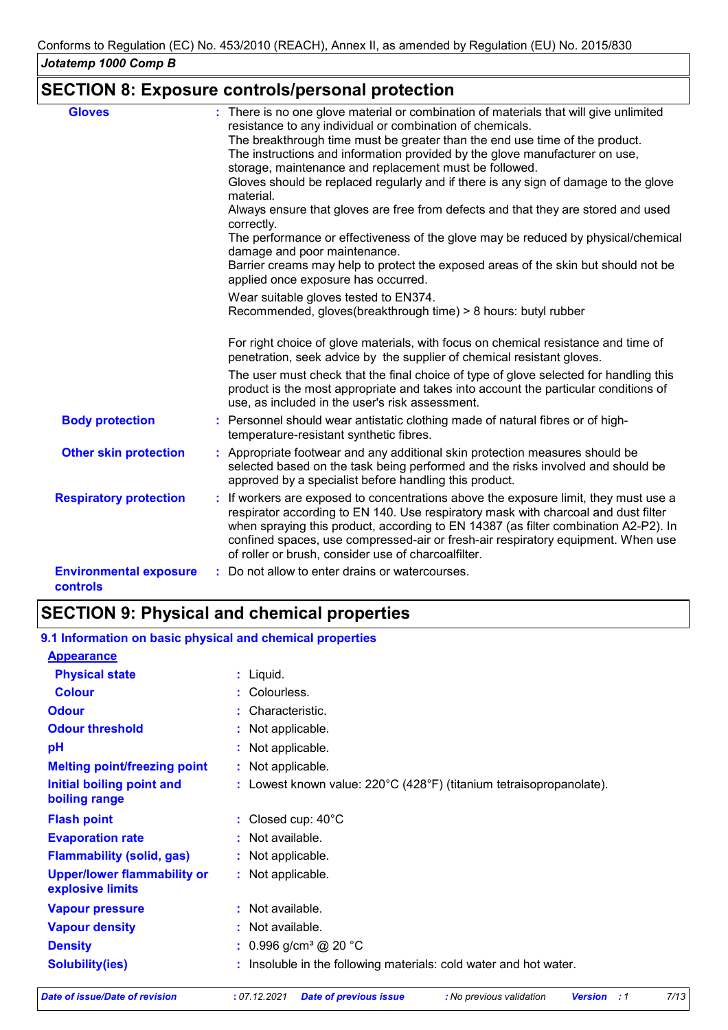## SECTION 8: Exposure controls/personal protection

**Gloves** : There is no one glove material or combination of materials that will give unlimited resistance to any individual or combination of chemicals.
The breakthrough time must be greater than the end use time of the product.
The instructions and information provided by the glove manufacturer on use, storage, maintenance and replacement must be followed.
Gloves should be replaced regularly and if there is any sign of damage to the glove material.
Always ensure that gloves are free from defects and that they are stored and used correctly.
The performance or effectiveness of the glove may be reduced by physical/chemical damage and poor maintenance.
Barrier creams may help to protect the exposed areas of the skin but should not be applied once exposure has occurred.

Wear suitable gloves tested to EN374.
Recommended, gloves(breakthrough time) > 8 hours: butyl rubber

For right choice of glove materials, with focus on chemical resistance and time of penetration, seek advice by the supplier of chemical resistant gloves.

The user must check that the final choice of type of glove selected for handling this product is the most appropriate and takes into account the particular conditions of use, as included in the user's risk assessment.

**Body protection** : Personnel should wear antistatic clothing made of natural fibres or of high-temperature-resistant synthetic fibres.

**Other skin protection** : Appropriate footwear and any additional skin protection measures should be selected based on the task being performed and the risks involved and should be approved by a specialist before handling this product.

**Respiratory protection** : If workers are exposed to concentrations above the exposure limit, they must use a respirator according to EN 140. Use respiratory mask with charcoal and dust filter when spraying this product, according to EN 14387 (as filter combination A2-P2). In confined spaces, use compressed-air or fresh-air respiratory equipment. When use of roller or brush, consider use of charcoalfilter.

**Environmental exposure controls** : Do not allow to enter drains or watercourses.

## SECTION 9: Physical and chemical properties

### 9.1 Information on basic physical and chemical properties

**Appearance**

| | |
|---|---|
| **Physical state** | : Liquid. |
| **Colour** | : Colourless. |
| **Odour** | : Characteristic. |
| **Odour threshold** | : Not applicable. |
| **pH** | : Not applicable. |
| **Melting point/freezing point** | : Not applicable. |
| **Initial boiling point and boiling range** | : Lowest known value: 220°C (428°F) (titanium tetraisopropanolate). |
| **Flash point** | : Closed cup: 40°C |
| **Evaporation rate** | : Not available. |
| **Flammability (solid, gas)** | : Not applicable. |
| **Upper/lower flammability or explosive limits** | : Not applicable. |
| **Vapour pressure** | : Not available. |
| **Vapour density** | : Not available. |
| **Density** | : 0.996 g/cm³ @ 20 °C |
| **Solubility(ies)** | : Insoluble in the following materials: cold water and hot water. |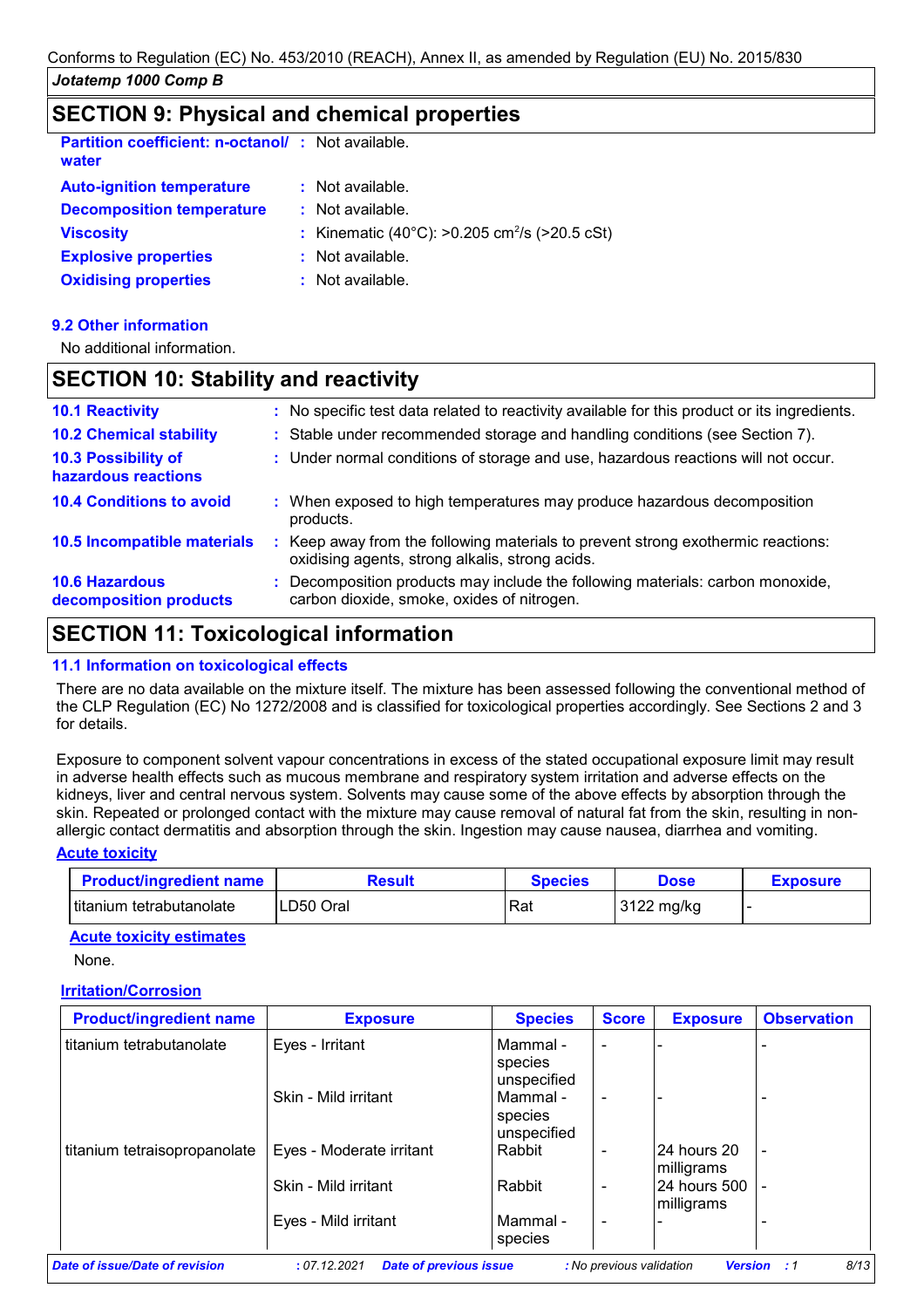## SECTION 9: Physical and chemical properties

| | | |
|---|---|---|
| **Partition coefficient: n-octanol/ water** | : | Not available. |
| **Auto-ignition temperature** | : | Not available. |
| **Decomposition temperature** | : | Not available. |
| **Viscosity** | : | Kinematic (40°C): >0.205 $cm^2/s$ (>20.5 cSt) |
| **Explosive properties** | : | Not available. |
| **Oxidising properties** | : | Not available. |

### 9.2 Other information

No additional information.

## SECTION 10: Stability and reactivity

| | | |
|---|---|---|
| **10.1 Reactivity** | : | No specific test data related to reactivity available for this product or its ingredients. |
| **10.2 Chemical stability** | : | Stable under recommended storage and handling conditions (see Section 7). |
| **10.3 Possibility of hazardous reactions** | : | Under normal conditions of storage and use, hazardous reactions will not occur. |
| **10.4 Conditions to avoid** | : | When exposed to high temperatures may produce hazardous decomposition products. |
| **10.5 Incompatible materials** | : | Keep away from the following materials to prevent strong exothermic reactions: oxidising agents, strong alkalis, strong acids. |
| **10.6 Hazardous decomposition products** | : | Decomposition products may include the following materials: carbon monoxide, carbon dioxide, smoke, oxides of nitrogen. |

## SECTION 11: Toxicological information

### 11.1 Information on toxicological effects

There are no data available on the mixture itself. The mixture has been assessed following the conventional method of the CLP Regulation (EC) No 1272/2008 and is classified for toxicological properties accordingly. See Sections 2 and 3 for details.

Exposure to component solvent vapour concentrations in excess of the stated occupational exposure limit may result in adverse health effects such as mucous membrane and respiratory system irritation and adverse effects on the kidneys, liver and central nervous system. Solvents may cause some of the above effects by absorption through the skin. Repeated or prolonged contact with the mixture may cause removal of natural fat from the skin, resulting in non-allergic contact dermatitis and absorption through the skin. Ingestion may cause nausea, diarrhea and vomiting.

**Acute toxicity**

| Product/ingredient name | Result | Species | Dose | Exposure |
|---|---|---|---|---|
| titanium tetrabutanolate | LD50 Oral | Rat | 3122 mg/kg | - |

**Acute toxicity estimates**

None.

**Irritation/Corrosion**

| Product/ingredient name | Exposure | Species | Score | Exposure | Observation |
|---|---|---|---|---|---|
| titanium tetrabutanolate | Eyes - Irritant | Mammal - species unspecified | - | - | - |
| | Skin - Mild irritant | Mammal - species unspecified | - | - | - |
| titanium tetraisopropanolate | Eyes - Moderate irritant | Rabbit | - | 24 hours 20 milligrams | - |
| | Skin - Mild irritant | Rabbit | - | 24 hours 500 milligrams | - |
| | Eyes - Mild irritant | Mammal - species | - | - | - |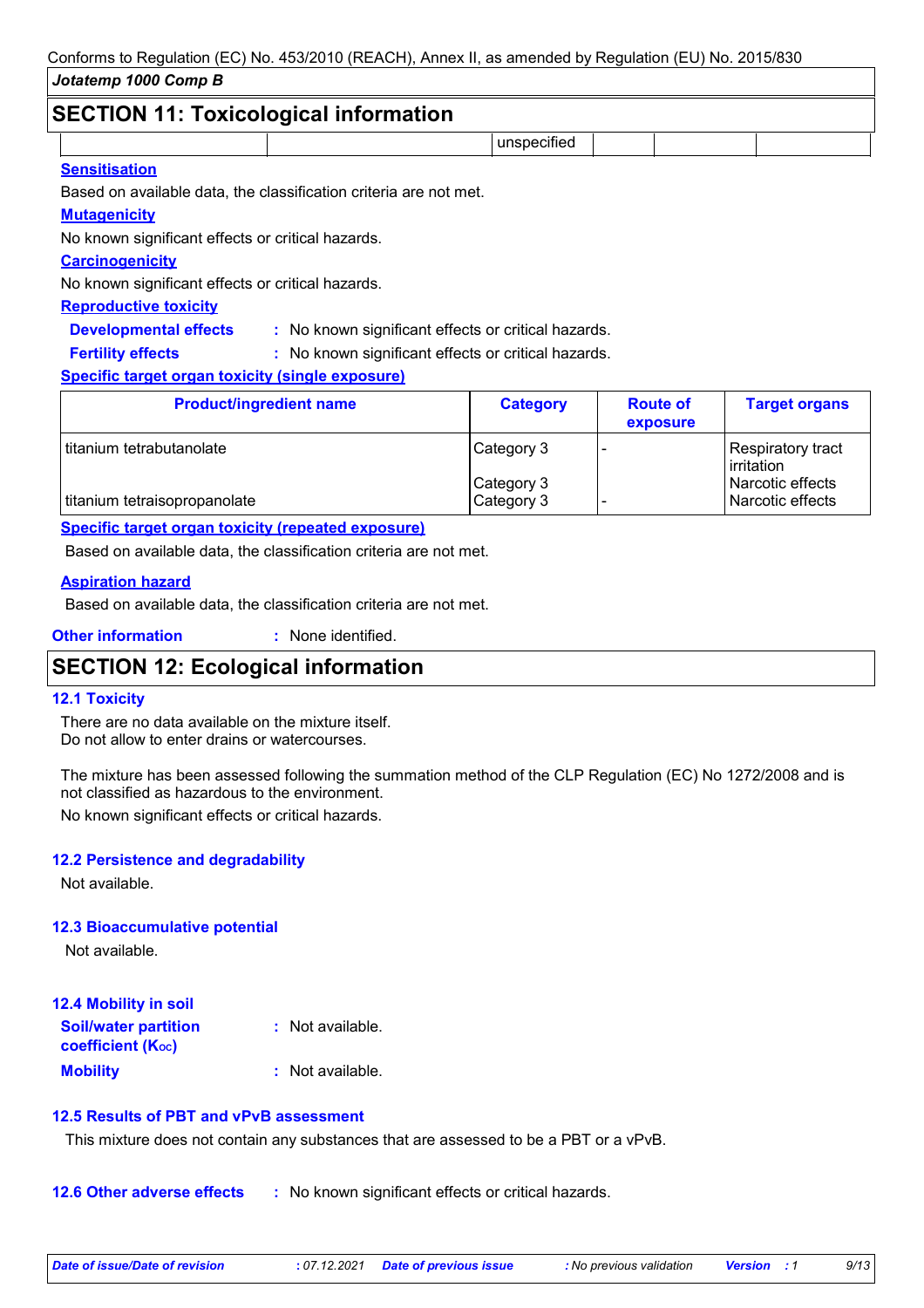## SECTION 11: Toxicological information

| | | unspecified | | | |
|---|---|---|---|---|---|

**Sensitisation**

Based on available data, the classification criteria are not met.

**Mutagenicity**

No known significant effects or critical hazards.

**Carcinogenicity**

No known significant effects or critical hazards.

**Reproductive toxicity**

**Developmental effects** : No known significant effects or critical hazards.

**Fertility effects** : No known significant effects or critical hazards.

**Specific target organ toxicity (single exposure)**

| Product/ingredient name | Category | Route of exposure | Target organs |
|---|---|---|---|
| titanium tetrabutanolate | Category 3 | - | Respiratory tract irritation |
| | Category 3 | | Narcotic effects |
| titanium tetraisopropanolate | Category 3 | - | Narcotic effects |

**Specific target organ toxicity (repeated exposure)**

Based on available data, the classification criteria are not met.

**Aspiration hazard**

Based on available data, the classification criteria are not met.

**Other information** : None identified.

## SECTION 12: Ecological information

### 12.1 Toxicity

There are no data available on the mixture itself.
Do not allow to enter drains or watercourses.

The mixture has been assessed following the summation method of the CLP Regulation (EC) No 1272/2008 and is not classified as hazardous to the environment.

No known significant effects or critical hazards.

### 12.2 Persistence and degradability

Not available.

### 12.3 Bioaccumulative potential

Not available.

### 12.4 Mobility in soil

**Soil/water partition coefficient ($K_{OC}$)** : Not available.

**Mobility** : Not available.

### 12.5 Results of PBT and vPvB assessment

This mixture does not contain any substances that are assessed to be a PBT or a vPvB.

**12.6 Other adverse effects** : No known significant effects or critical hazards.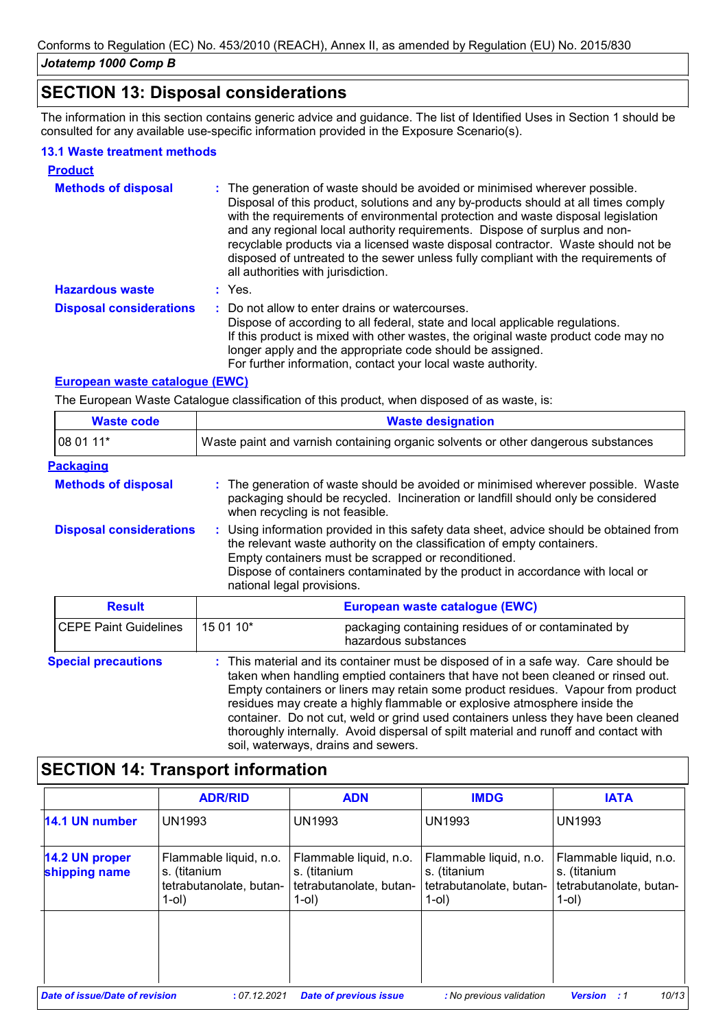## SECTION 13: Disposal considerations

The information in this section contains generic advice and guidance. The list of Identified Uses in Section 1 should be consulted for any available use-specific information provided in the Exposure Scenario(s).

### 13.1 Waste treatment methods

**Product**

**Methods of disposal** : The generation of waste should be avoided or minimised wherever possible. Disposal of this product, solutions and any by-products should at all times comply with the requirements of environmental protection and waste disposal legislation and any regional local authority requirements. Dispose of surplus and non-recyclable products via a licensed waste disposal contractor. Waste should not be disposed of untreated to the sewer unless fully compliant with the requirements of all authorities with jurisdiction.

**Hazardous waste** : Yes.

**Disposal considerations** : Do not allow to enter drains or watercourses.
Dispose of according to all federal, state and local applicable regulations.
If this product is mixed with other wastes, the original waste product code may no longer apply and the appropriate code should be assigned.
For further information, contact your local waste authority.

**European waste catalogue (EWC)**

The European Waste Catalogue classification of this product, when disposed of as waste, is:

| Waste code | Waste designation |
|---|---|
| 08 01 11* | Waste paint and varnish containing organic solvents or other dangerous substances |

**Packaging**

**Methods of disposal** : The generation of waste should be avoided or minimised wherever possible. Waste packaging should be recycled. Incineration or landfill should only be considered when recycling is not feasible.

**Disposal considerations** : Using information provided in this safety data sheet, advice should be obtained from the relevant waste authority on the classification of empty containers.
Empty containers must be scrapped or reconditioned.
Dispose of containers contaminated by the product in accordance with local or national legal provisions.

| Result | European waste catalogue (EWC) | |
|---|---|---|
| CEPE Paint Guidelines | 15 01 10* | packaging containing residues of or contaminated by hazardous substances |

**Special precautions** : This material and its container must be disposed of in a safe way. Care should be taken when handling emptied containers that have not been cleaned or rinsed out. Empty containers or liners may retain some product residues. Vapour from product residues may create a highly flammable or explosive atmosphere inside the container. Do not cut, weld or grind used containers unless they have been cleaned thoroughly internally. Avoid dispersal of spilt material and runoff and contact with soil, waterways, drains and sewers.

## SECTION 14: Transport information

| | ADR/RID | ADN | IMDG | IATA |
|---|---|---|---|---|
| **14.1 UN number** | UN1993 | UN1993 | UN1993 | UN1993 |
| **14.2 UN proper shipping name** | Flammable liquid, n.o. s. (titanium tetrabutanolate, butan-1-ol) | Flammable liquid, n.o. s. (titanium tetrabutanolate, butan-1-ol) | Flammable liquid, n.o. s. (titanium tetrabutanolate, butan-1-ol) | Flammable liquid, n.o. s. (titanium tetrabutanolate, butan-1-ol) |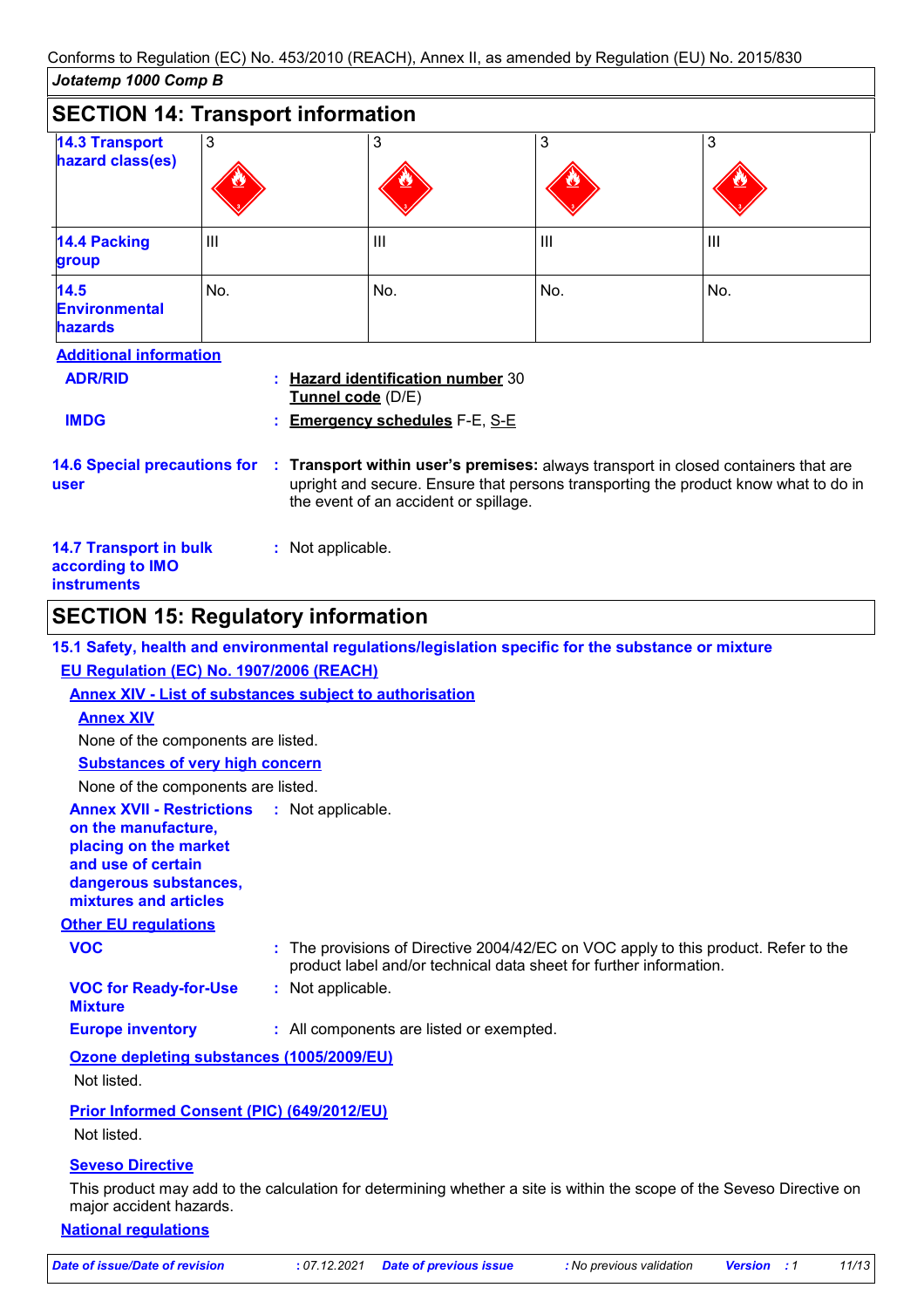Conforms to Regulation (EC) No. 453/2010 (REACH), Annex II, as amended by Regulation (EU) No. 2015/830

*Jotatemp 1000 Comp B*

## SECTION 14: Transport information

| | | | | |
|---|---|---|---|---|
| **14.3 Transport hazard class(es)** | 3 | 3 | 3 | 3 |
| **14.4 Packing group** | III | III | III | III |
| **14.5 Environmental hazards** | No. | No. | No. | No. |

**Additional information**

**ADR/RID** : **Hazard identification number** 30
**Tunnel code** (D/E)

**IMDG** : **Emergency schedules** F-E, S-E

**14.6 Special precautions for user** : **Transport within user's premises:** always transport in closed containers that are upright and secure. Ensure that persons transporting the product know what to do in the event of an accident or spillage.

**14.7 Transport in bulk according to IMO instruments** : Not applicable.

## SECTION 15: Regulatory information

**15.1 Safety, health and environmental regulations/legislation specific for the substance or mixture**

**EU Regulation (EC) No. 1907/2006 (REACH)**

**Annex XIV - List of substances subject to authorisation**

**Annex XIV**

None of the components are listed.

**Substances of very high concern**

None of the components are listed.

**Annex XVII - Restrictions on the manufacture, placing on the market and use of certain dangerous substances, mixtures and articles** : Not applicable.

**Other EU regulations**

**VOC** : The provisions of Directive 2004/42/EC on VOC apply to this product. Refer to the product label and/or technical data sheet for further information.

**VOC for Ready-for-Use Mixture** : Not applicable.

**Europe inventory** : All components are listed or exempted.

**Ozone depleting substances (1005/2009/EU)**

Not listed.

**Prior Informed Consent (PIC) (649/2012/EU)**

Not listed.

**Seveso Directive**

This product may add to the calculation for determining whether a site is within the scope of the Seveso Directive on major accident hazards.

**National regulations**

*Date of issue/Date of revision* : 07.12.2021 *Date of previous issue* : No previous validation *Version* : 1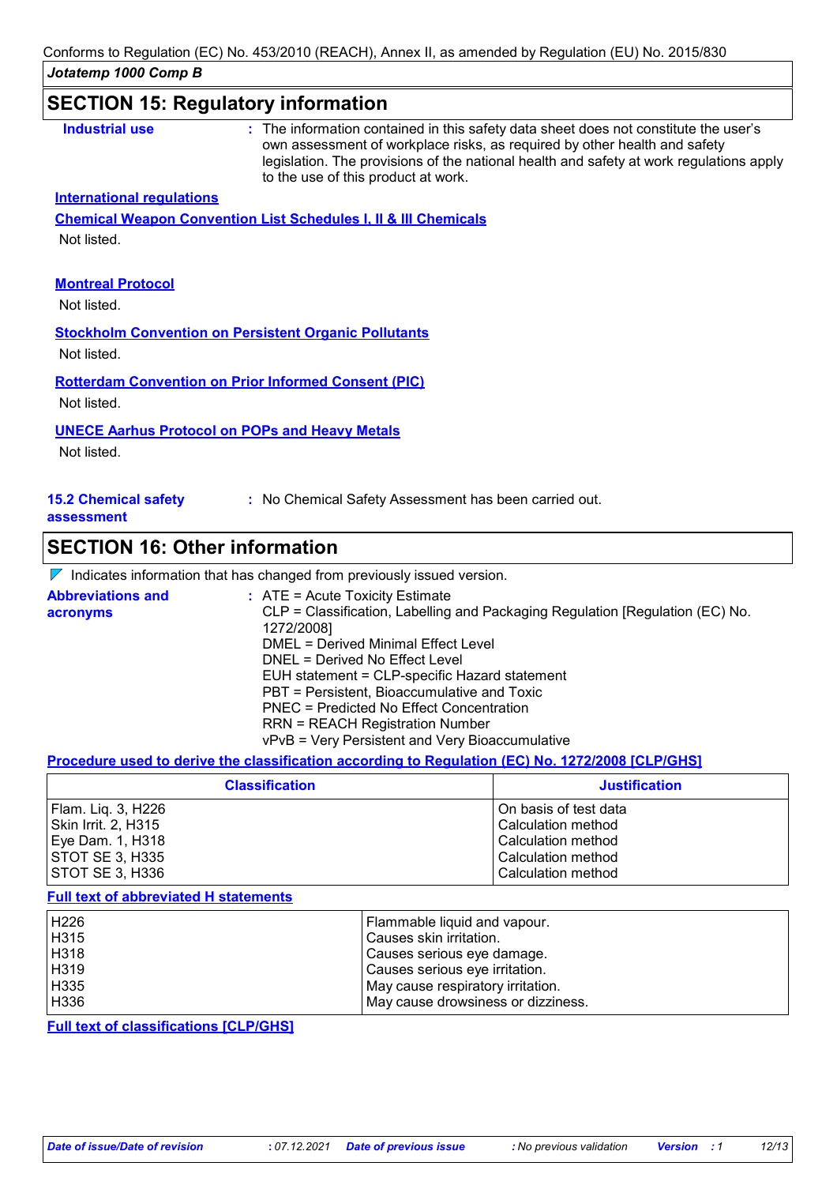## SECTION 15: Regulatory information

**Industrial use** : The information contained in this safety data sheet does not constitute the user's own assessment of workplace risks, as required by other health and safety legislation. The provisions of the national health and safety at work regulations apply to the use of this product at work.

**International regulations**

**Chemical Weapon Convention List Schedules I, II & III Chemicals**

Not listed.

**Montreal Protocol**

Not listed.

**Stockholm Convention on Persistent Organic Pollutants**

Not listed.

**Rotterdam Convention on Prior Informed Consent (PIC)**

Not listed.

**UNECE Aarhus Protocol on POPs and Heavy Metals**

Not listed.

**15.2 Chemical safety assessment** : No Chemical Safety Assessment has been carried out.

## SECTION 16: Other information

Indicates information that has changed from previously issued version.

**Abbreviations and acronyms** :
ATE = Acute Toxicity Estimate
CLP = Classification, Labelling and Packaging Regulation [Regulation (EC) No. 1272/2008]
DMEL = Derived Minimal Effect Level
DNEL = Derived No Effect Level
EUH statement = CLP-specific Hazard statement
PBT = Persistent, Bioaccumulative and Toxic
PNEC = Predicted No Effect Concentration
RRN = REACH Registration Number
vPvB = Very Persistent and Very Bioaccumulative

**Procedure used to derive the classification according to Regulation (EC) No. 1272/2008 [CLP/GHS]**

| Classification | Justification |
|---|---|
| Flam. Liq. 3, H226 | On basis of test data |
| Skin Irrit. 2, H315 | Calculation method |
| Eye Dam. 1, H318 | Calculation method |
| STOT SE 3, H335 | Calculation method |
| STOT SE 3, H336 | Calculation method |

**Full text of abbreviated H statements**

| | |
|---|---|
| H226 | Flammable liquid and vapour. |
| H315 | Causes skin irritation. |
| H318 | Causes serious eye damage. |
| H319 | Causes serious eye irritation. |
| H335 | May cause respiratory irritation. |
| H336 | May cause drowsiness or dizziness. |

**Full text of classifications [CLP/GHS]**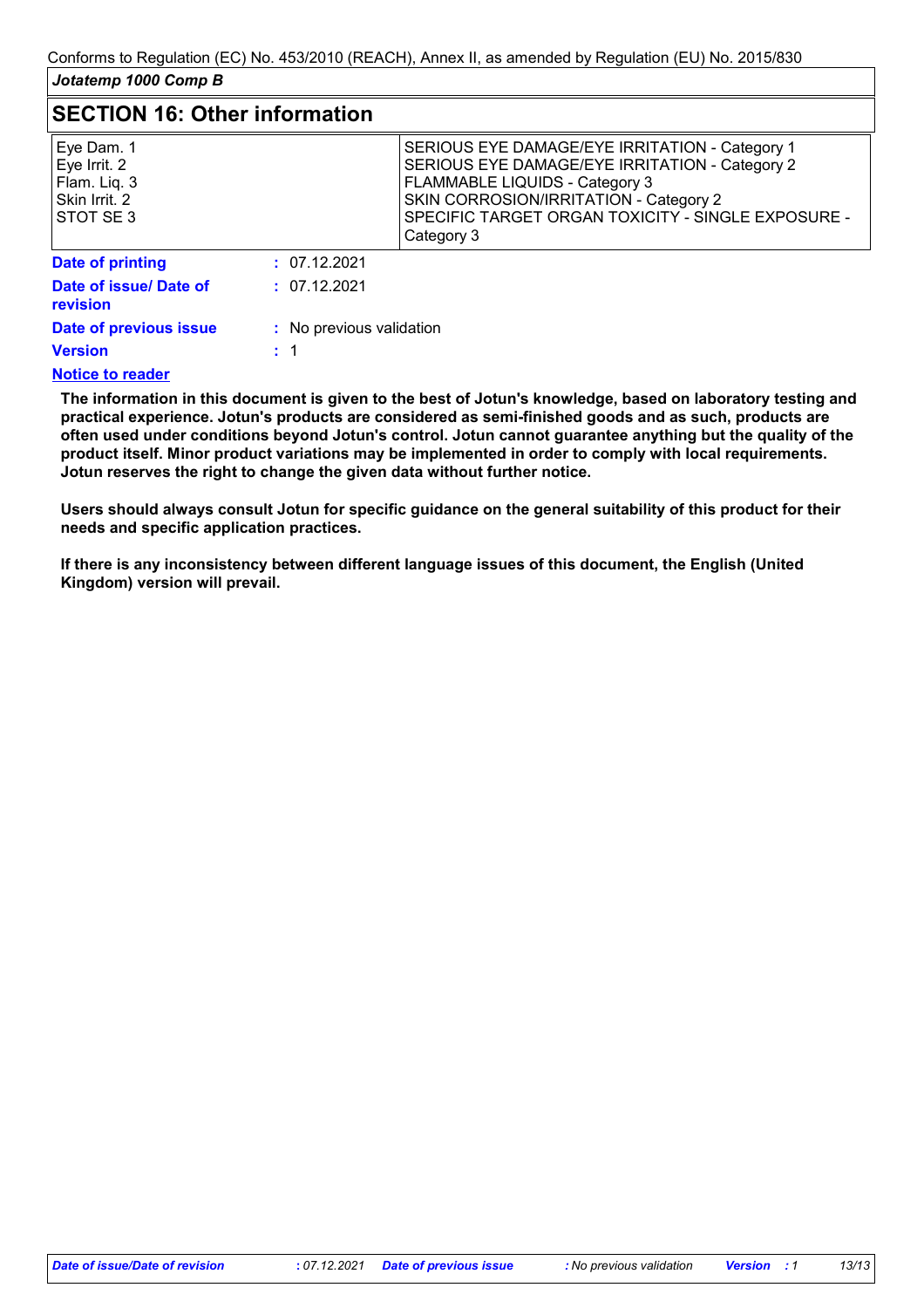Conforms to Regulation (EC) No. 453/2010 (REACH), Annex II, as amended by Regulation (EU) No. 2015/830

*Jotatemp 1000 Comp B*

## SECTION 16: Other information

| | |
|---|---|
| Eye Dam. 1<br>Eye Irrit. 2<br>Flam. Liq. 3<br>Skin Irrit. 2<br>STOT SE 3 | SERIOUS EYE DAMAGE/EYE IRRITATION - Category 1<br>SERIOUS EYE DAMAGE/EYE IRRITATION - Category 2<br>FLAMMABLE LIQUIDS - Category 3<br>SKIN CORROSION/IRRITATION - Category 2<br>SPECIFIC TARGET ORGAN TOXICITY - SINGLE EXPOSURE - Category 3 |

**Date of printing** : 07.12.2021

**Date of issue/ Date of revision** : 07.12.2021

**Date of previous issue** : No previous validation

**Version** : 1

**Notice to reader**

**The information in this document is given to the best of Jotun's knowledge, based on laboratory testing and practical experience. Jotun's products are considered as semi-finished goods and as such, products are often used under conditions beyond Jotun's control. Jotun cannot guarantee anything but the quality of the product itself. Minor product variations may be implemented in order to comply with local requirements. Jotun reserves the right to change the given data without further notice.**

**Users should always consult Jotun for specific guidance on the general suitability of this product for their needs and specific application practices.**

**If there is any inconsistency between different language issues of this document, the English (United Kingdom) version will prevail.**